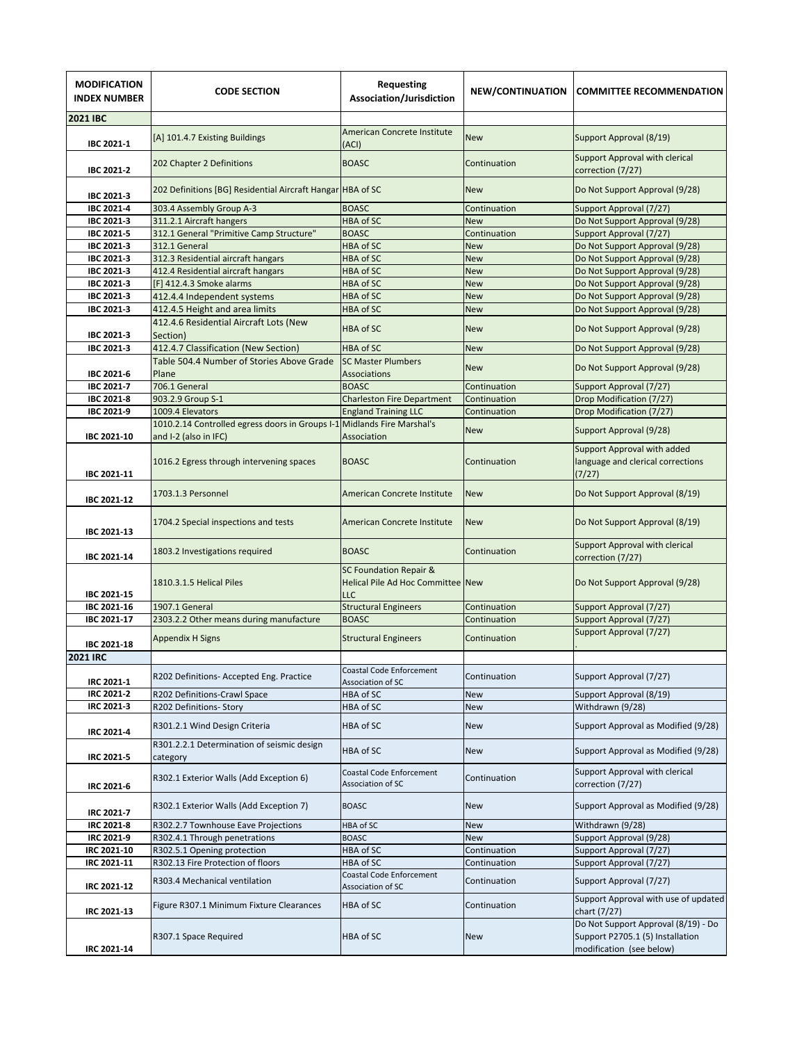| MODIFICATION INDEX NUMBER | CODE SECTION | Requesting Association/Jurisdiction | NEW/CONTINUATION | COMMITTEE RECOMMENDATION |
|---|---|---|---|---|
| **2021 IBC** | | | | |
| IBC 2021-1 | [A] 101.4.7 Existing Buildings | American Concrete Institute (ACI) | New | Support Approval (8/19) |
| IBC 2021-2 | 202 Chapter 2 Definitions | BOASC | Continuation | Support Approval with clerical correction (7/27) |
| IBC 2021-3 | 202 Definitions [BG] Residential Aircraft Hangar | HBA of SC | New | Do Not Support Approval (9/28) |
| IBC 2021-4 | 303.4 Assembly Group A-3 | BOASC | Continuation | Support Approval (7/27) |
| IBC 2021-3 | 311.2.1 Aircraft hangers | HBA of SC | New | Do Not Support Approval (9/28) |
| IBC 2021-5 | 312.1 General "Primitive Camp Structure" | BOASC | Continuation | Support Approval (7/27) |
| IBC 2021-3 | 312.1 General | HBA of SC | New | Do Not Support Approval (9/28) |
| IBC 2021-3 | 312.3 Residential aircraft hangars | HBA of SC | New | Do Not Support Approval (9/28) |
| IBC 2021-3 | 412.4 Residential aircraft hangars | HBA of SC | New | Do Not Support Approval (9/28) |
| IBC 2021-3 | [F] 412.4.3 Smoke alarms | HBA of SC | New | Do Not Support Approval (9/28) |
| IBC 2021-3 | 412.4.4 Independent systems | HBA of SC | New | Do Not Support Approval (9/28) |
| IBC 2021-3 | 412.4.5 Height and area limits | HBA of SC | New | Do Not Support Approval (9/28) |
| IBC 2021-3 | 412.4.6 Residential Aircraft Lots (New Section) | HBA of SC | New | Do Not Support Approval (9/28) |
| IBC 2021-3 | 412.4.7 Classification (New Section) | HBA of SC | New | Do Not Support Approval (9/28) |
| IBC 2021-6 | Table 504.4 Number of Stories Above Grade Plane | SC Master Plumbers Associations | New | Do Not Support Approval (9/28) |
| IBC 2021-7 | 706.1 General | BOASC | Continuation | Support Approval (7/27) |
| IBC 2021-8 | 903.2.9 Group S-1 | Charleston Fire Department | Continuation | Drop Modification (7/27) |
| IBC 2021-9 | 1009.4 Elevators | England Training LLC | Continuation | Drop Modification (7/27) |
| IBC 2021-10 | 1010.2.14 Controlled egress doors in Groups I-1 and I-2 (also in IFC) | Midlands Fire Marshal's Association | New | Support Approval (9/28) |
| IBC 2021-11 | 1016.2 Egress through intervening spaces | BOASC | Continuation | Support Approval with added language and clerical corrections (7/27) |
| IBC 2021-12 | 1703.1.3 Personnel | American Concrete Institute | New | Do Not Support Approval (8/19) |
| IBC 2021-13 | 1704.2 Special inspections and tests | American Concrete Institute | New | Do Not Support Approval (8/19) |
| IBC 2021-14 | 1803.2 Investigations required | BOASC | Continuation | Support Approval with clerical correction (7/27) |
| IBC 2021-15 | 1810.3.1.5 Helical Piles | SC Foundation Repair & Helical Pile Ad Hoc Committee LLC | New | Do Not Support Approval (9/28) |
| IBC 2021-16 | 1907.1 General | Structural Engineers | Continuation | Support Approval (7/27) |
| IBC 2021-17 | 2303.2.2 Other means during manufacture | BOASC | Continuation | Support Approval (7/27) |
| IBC 2021-18 | Appendix H Signs | Structural Engineers | Continuation | Support Approval (7/27) . |
| **2021 IRC** | | | | |
| IRC 2021-1 | R202 Definitions- Accepted Eng. Practice | Coastal Code Enforcement Association of SC | Continuation | Support Approval (7/27) |
| IRC 2021-2 | R202 Definitions-Crawl Space | HBA of SC | New | Support Approval (8/19) |
| IRC 2021-3 | R202 Definitions- Story | HBA of SC | New | Withdrawn (9/28) |
| IRC 2021-4 | R301.2.1 Wind Design Criteria | HBA of SC | New | Support Approval as Modified (9/28) |
| IRC 2021-5 | R301.2.2.1 Determination of seismic design category | HBA of SC | New | Support Approval as Modified (9/28) |
| IRC 2021-6 | R302.1 Exterior Walls (Add Exception 6) | Coastal Code Enforcement Association of SC | Continuation | Support Approval with clerical correction (7/27) |
| IRC 2021-7 | R302.1 Exterior Walls (Add Exception 7) | BOASC | New | Support Approval as Modified (9/28) |
| IRC 2021-8 | R302.2.7 Townhouse Eave Projections | HBA of SC | New | Withdrawn (9/28) |
| IRC 2021-9 | R302.4.1 Through penetrations | BOASC | New | Support Approval (9/28) |
| IRC 2021-10 | R302.5.1 Opening protection | HBA of SC | Continuation | Support Approval (7/27) |
| IRC 2021-11 | R302.13 Fire Protection of floors | HBA of SC | Continuation | Support Approval (7/27) |
| IRC 2021-12 | R303.4 Mechanical ventilation | Coastal Code Enforcement Association of SC | Continuation | Support Approval (7/27) |
| IRC 2021-13 | Figure R307.1 Minimum Fixture Clearances | HBA of SC | Continuation | Support Approval with use of updated chart (7/27) |
| IRC 2021-14 | R307.1 Space Required | HBA of SC | New | Do Not Support Approval (8/19) - Do Support P2705.1 (5) Installation modification (see below) |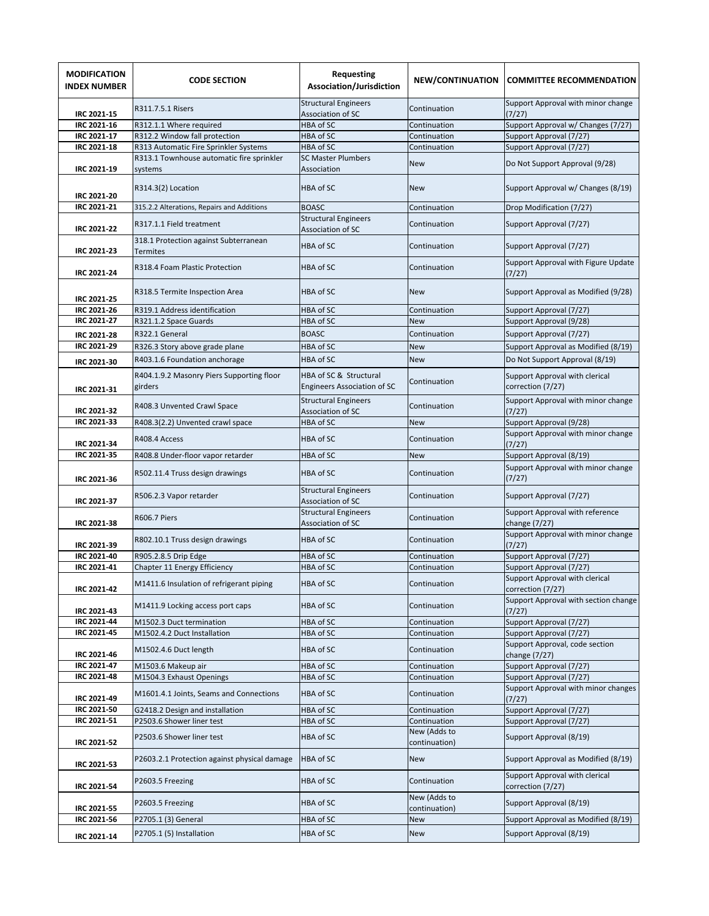| MODIFICATION INDEX NUMBER | CODE SECTION | Requesting Association/Jurisdiction | NEW/CONTINUATION | COMMITTEE RECOMMENDATION |
| --- | --- | --- | --- | --- |
| IRC 2021-15 | R311.7.5.1 Risers | Structural Engineers Association of SC | Continuation | Support Approval with minor change (7/27) |
| IRC 2021-16 | R312.1.1 Where required | HBA of SC | Continuation | Support Approval w/ Changes (7/27) |
| IRC 2021-17 | R312.2 Window fall protection | HBA of SC | Continuation | Support Approval (7/27) |
| IRC 2021-18 | R313 Automatic Fire Sprinkler Systems | HBA of SC | Continuation | Support Approval (7/27) |
| IRC 2021-19 | R313.1 Townhouse automatic fire sprinkler systems | SC Master Plumbers Association | New | Do Not Support Approval (9/28) |
| IRC 2021-20 | R314.3(2) Location | HBA of SC | New | Support Approval w/ Changes (8/19) |
| IRC 2021-21 | 315.2.2 Alterations, Repairs and Additions | BOASC | Continuation | Drop Modification (7/27) |
| IRC 2021-22 | R317.1.1 Field treatment | Structural Engineers Association of SC | Continuation | Support Approval (7/27) |
| IRC 2021-23 | 318.1 Protection against Subterranean Termites | HBA of SC | Continuation | Support Approval (7/27) |
| IRC 2021-24 | R318.4 Foam Plastic Protection | HBA of SC | Continuation | Support Approval with Figure Update (7/27) |
| IRC 2021-25 | R318.5 Termite Inspection Area | HBA of SC | New | Support Approval as Modified (9/28) |
| IRC 2021-26 | R319.1 Address identification | HBA of SC | Continuation | Support Approval (7/27) |
| IRC 2021-27 | R321.1.2 Space Guards | HBA of SC | New | Support Approval (9/28) |
| IRC 2021-28 | R322.1 General | BOASC | Continuation | Support Approval (7/27) |
| IRC 2021-29 | R326.3 Story above grade plane | HBA of SC | New | Support Approval as Modified (8/19) |
| IRC 2021-30 | R403.1.6 Foundation anchorage | HBA of SC | New | Do Not Support Approval (8/19) |
| IRC 2021-31 | R404.1.9.2 Masonry Piers Supporting floor girders | HBA of SC & Structural Engineers Association of SC | Continuation | Support Approval with clerical correction (7/27) |
| IRC 2021-32 | R408.3 Unvented Crawl Space | Structural Engineers Association of SC | Continuation | Support Approval with minor change (7/27) |
| IRC 2021-33 | R408.3(2.2) Unvented crawl space | HBA of SC | New | Support Approval (9/28) |
| IRC 2021-34 | R408.4 Access | HBA of SC | Continuation | Support Approval with minor change (7/27) |
| IRC 2021-35 | R408.8 Under-floor vapor retarder | HBA of SC | New | Support Approval (8/19) |
| IRC 2021-36 | R502.11.4 Truss design drawings | HBA of SC | Continuation | Support Approval with minor change (7/27) |
| IRC 2021-37 | R506.2.3 Vapor retarder | Structural Engineers Association of SC | Continuation | Support Approval (7/27) |
| IRC 2021-38 | R606.7 Piers | Structural Engineers Association of SC | Continuation | Support Approval with reference change (7/27) |
| IRC 2021-39 | R802.10.1 Truss design drawings | HBA of SC | Continuation | Support Approval with minor change (7/27) |
| IRC 2021-40 | R905.2.8.5 Drip Edge | HBA of SC | Continuation | Support Approval (7/27) |
| IRC 2021-41 | Chapter 11 Energy Efficiency | HBA of SC | Continuation | Support Approval (7/27) |
| IRC 2021-42 | M1411.6 Insulation of refrigerant piping | HBA of SC | Continuation | Support Approval with clerical correction (7/27) |
| IRC 2021-43 | M1411.9 Locking access port caps | HBA of SC | Continuation | Support Approval with section change (7/27) |
| IRC 2021-44 | M1502.3 Duct termination | HBA of SC | Continuation | Support Approval (7/27) |
| IRC 2021-45 | M1502.4.2 Duct Installation | HBA of SC | Continuation | Support Approval (7/27) |
| IRC 2021-46 | M1502.4.6 Duct length | HBA of SC | Continuation | Support Approval, code section change (7/27) |
| IRC 2021-47 | M1503.6 Makeup air | HBA of SC | Continuation | Support Approval (7/27) |
| IRC 2021-48 | M1504.3 Exhaust Openings | HBA of SC | Continuation | Support Approval (7/27) |
| IRC 2021-49 | M1601.4.1 Joints, Seams and Connections | HBA of SC | Continuation | Support Approval with minor changes (7/27) |
| IRC 2021-50 | G2418.2 Design and installation | HBA of SC | Continuation | Support Approval (7/27) |
| IRC 2021-51 | P2503.6 Shower liner test | HBA of SC | Continuation | Support Approval (7/27) |
| IRC 2021-52 | P2503.6 Shower liner test | HBA of SC | New (Adds to continuation) | Support Approval (8/19) |
| IRC 2021-53 | P2603.2.1 Protection against physical damage | HBA of SC | New | Support Approval as Modified (8/19) |
| IRC 2021-54 | P2603.5 Freezing | HBA of SC | Continuation | Support Approval with clerical correction (7/27) |
| IRC 2021-55 | P2603.5 Freezing | HBA of SC | New (Adds to continuation) | Support Approval (8/19) |
| IRC 2021-56 | P2705.1 (3) General | HBA of SC | New | Support Approval as Modified (8/19) |
| IRC 2021-14 | P2705.1 (5) Installation | HBA of SC | New | Support Approval (8/19) |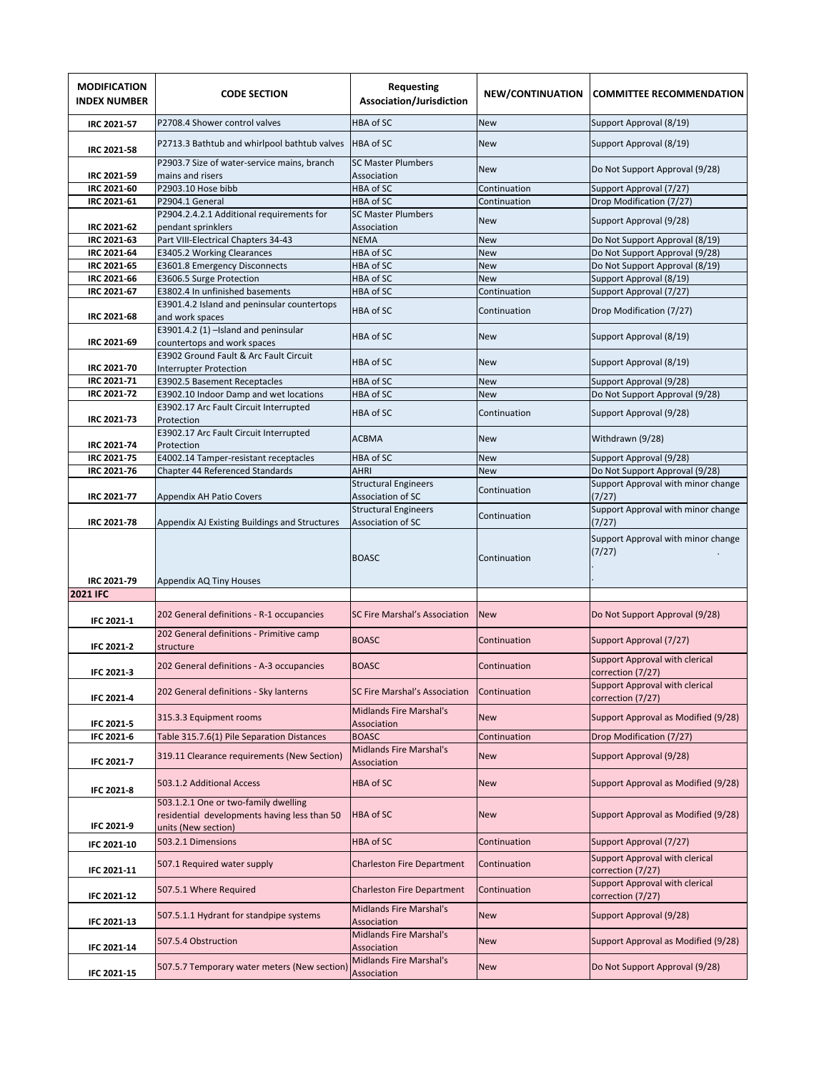| MODIFICATION INDEX NUMBER | CODE SECTION | Requesting Association/Jurisdiction | NEW/CONTINUATION | COMMITTEE RECOMMENDATION |
|---|---|---|---|---|
| IRC 2021-57 | P2708.4 Shower control valves | HBA of SC | New | Support Approval (8/19) |
| IRC 2021-58 | P2713.3 Bathtub and whirlpool bathtub valves | HBA of SC | New | Support Approval (8/19) |
| IRC 2021-59 | P2903.7 Size of water-service mains, branch mains and risers | SC Master Plumbers Association | New | Do Not Support Approval (9/28) |
| IRC 2021-60 | P2903.10 Hose bibb | HBA of SC | Continuation | Support Approval (7/27) |
| IRC 2021-61 | P2904.1 General | HBA of SC | Continuation | Drop Modification (7/27) |
| IRC 2021-62 | P2904.2.4.2.1 Additional requirements for pendant sprinklers | SC Master Plumbers Association | New | Support Approval (9/28) |
| IRC 2021-63 | Part VIII-Electrical Chapters 34-43 | NEMA | New | Do Not Support Approval (8/19) |
| IRC 2021-64 | E3405.2 Working Clearances | HBA of SC | New | Do Not Support Approval (9/28) |
| IRC 2021-65 | E3601.8 Emergency Disconnects | HBA of SC | New | Do Not Support Approval (8/19) |
| IRC 2021-66 | E3606.5 Surge Protection | HBA of SC | New | Support Approval (8/19) |
| IRC 2021-67 | E3802.4 In unfinished basements | HBA of SC | Continuation | Support Approval (7/27) |
| IRC 2021-68 | E3901.4.2 Island and peninsular countertops and work spaces | HBA of SC | Continuation | Drop Modification (7/27) |
| IRC 2021-69 | E3901.4.2 (1) –Island and peninsular countertops and work spaces | HBA of SC | New | Support Approval (8/19) |
| IRC 2021-70 | E3902 Ground Fault & Arc Fault Circuit Interrupter Protection | HBA of SC | New | Support Approval (8/19) |
| IRC 2021-71 | E3902.5 Basement Receptacles | HBA of SC | New | Support Approval (9/28) |
| IRC 2021-72 | E3902.10 Indoor Damp and wet locations | HBA of SC | New | Do Not Support Approval (9/28) |
| IRC 2021-73 | E3902.17 Arc Fault Circuit Interrupted Protection | HBA of SC | Continuation | Support Approval (9/28) |
| IRC 2021-74 | E3902.17 Arc Fault Circuit Interrupted Protection | ACBMA | New | Withdrawn (9/28) |
| IRC 2021-75 | E4002.14 Tamper-resistant receptacles | HBA of SC | New | Support Approval (9/28) |
| IRC 2021-76 | Chapter 44 Referenced Standards | AHRI | New | Do Not Support Approval (9/28) |
| IRC 2021-77 | Appendix AH Patio Covers | Structural Engineers Association of SC | Continuation | Support Approval with minor change (7/27) |
| IRC 2021-78 | Appendix AJ Existing Buildings and Structures | Structural Engineers Association of SC | Continuation | Support Approval with minor change (7/27) |
| IRC 2021-79 | Appendix AQ Tiny Houses | BOASC | Continuation | Support Approval with minor change (7/27) |
| **2021 IFC** | | | | |
| IFC 2021-1 | 202 General definitions - R-1 occupancies | SC Fire Marshal's Association | New | Do Not Support Approval (9/28) |
| IFC 2021-2 | 202 General definitions - Primitive camp structure | BOASC | Continuation | Support Approval (7/27) |
| IFC 2021-3 | 202 General definitions - A-3 occupancies | BOASC | Continuation | Support Approval with clerical correction (7/27) |
| IFC 2021-4 | 202 General definitions - Sky lanterns | SC Fire Marshal's Association | Continuation | Support Approval with clerical correction (7/27) |
| IFC 2021-5 | 315.3.3 Equipment rooms | Midlands Fire Marshal's Association | New | Support Approval as Modified (9/28) |
| IFC 2021-6 | Table 315.7.6(1) Pile Separation Distances | BOASC | Continuation | Drop Modification (7/27) |
| IFC 2021-7 | 319.11 Clearance requirements (New Section) | Midlands Fire Marshal's Association | New | Support Approval (9/28) |
| IFC 2021-8 | 503.1.2 Additional Access | HBA of SC | New | Support Approval as Modified (9/28) |
| IFC 2021-9 | 503.1.2.1 One or two-family dwelling residential developments having less than 50 units (New section) | HBA of SC | New | Support Approval as Modified (9/28) |
| IFC 2021-10 | 503.2.1 Dimensions | HBA of SC | Continuation | Support Approval (7/27) |
| IFC 2021-11 | 507.1 Required water supply | Charleston Fire Department | Continuation | Support Approval with clerical correction (7/27) |
| IFC 2021-12 | 507.5.1 Where Required | Charleston Fire Department | Continuation | Support Approval with clerical correction (7/27) |
| IFC 2021-13 | 507.5.1.1 Hydrant for standpipe systems | Midlands Fire Marshal's Association | New | Support Approval (9/28) |
| IFC 2021-14 | 507.5.4 Obstruction | Midlands Fire Marshal's Association | New | Support Approval as Modified (9/28) |
| IFC 2021-15 | 507.5.7 Temporary water meters (New section) | Midlands Fire Marshal's Association | New | Do Not Support Approval (9/28) |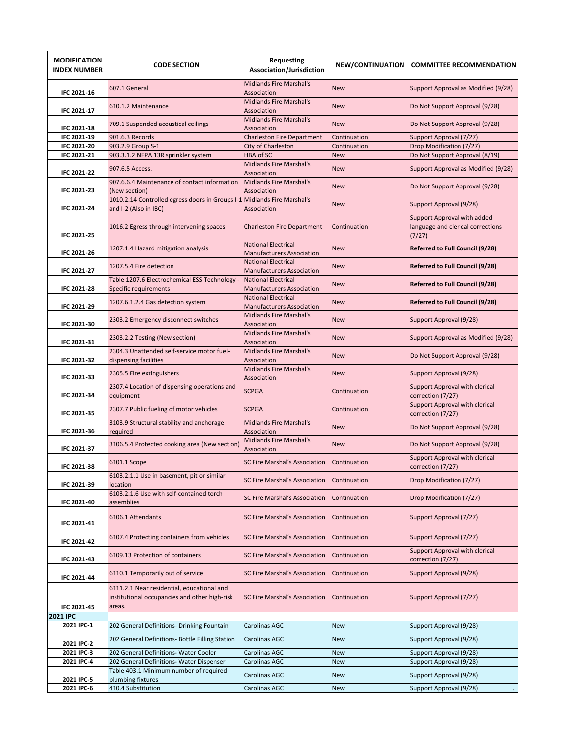| MODIFICATION INDEX NUMBER | CODE SECTION | Requesting Association/Jurisdiction | NEW/CONTINUATION | COMMITTEE RECOMMENDATION |
| --- | --- | --- | --- | --- |
| IFC 2021-16 | 607.1 General | Midlands Fire Marshal's Association | New | Support Approval as Modified (9/28) |
| IFC 2021-17 | 610.1.2 Maintenance | Midlands Fire Marshal's Association | New | Do Not Support Approval (9/28) |
| IFC 2021-18 | 709.1 Suspended acoustical ceilings | Midlands Fire Marshal's Association | New | Do Not Support Approval (9/28) |
| IFC 2021-19 | 901.6.3 Records | Charleston Fire Department | Continuation | Support Approval (7/27) |
| IFC 2021-20 | 903.2.9 Group S-1 | City of Charleston | Continuation | Drop Modification (7/27) |
| IFC 2021-21 | 903.3.1.2 NFPA 13R sprinkler system | HBA of SC | New | Do Not Support Approval (8/19) |
| IFC 2021-22 | 907.6.5 Access. | Midlands Fire Marshal's Association | New | Support Approval as Modified (9/28) |
| IFC 2021-23 | 907.6.6.4 Maintenance of contact information (New section) | Midlands Fire Marshal's Association | New | Do Not Support Approval (9/28) |
| IFC 2021-24 | 1010.2.14 Controlled egress doors in Groups I-1 and I-2 (Also in IBC) | Midlands Fire Marshal's Association | New | Support Approval (9/28) |
| IFC 2021-25 | 1016.2 Egress through intervening spaces | Charleston Fire Department | Continuation | Support Approval with added language and clerical corrections (7/27) |
| IFC 2021-26 | 1207.1.4 Hazard mitigation analysis | National Electrical Manufacturers Association | New | **Referred to Full Council (9/28)** |
| IFC 2021-27 | 1207.5.4 Fire detection | National Electrical Manufacturers Association | New | **Referred to Full Council (9/28)** |
| IFC 2021-28 | Table 1207.6 Electrochemical ESS Technology - Specific requirements | National Electrical Manufacturers Association | New | **Referred to Full Council (9/28)** |
| IFC 2021-29 | 1207.6.1.2.4 Gas detection system | National Electrical Manufacturers Association | New | **Referred to Full Council (9/28)** |
| IFC 2021-30 | 2303.2 Emergency disconnect switches | Midlands Fire Marshal's Association | New | Support Approval (9/28) |
| IFC 2021-31 | 2303.2.2 Testing (New section) | Midlands Fire Marshal's Association | New | Support Approval as Modified (9/28) |
| IFC 2021-32 | 2304.3 Unattended self-service motor fuel-dispensing facilities | Midlands Fire Marshal's Association | New | Do Not Support Approval (9/28) |
| IFC 2021-33 | 2305.5 Fire extinguishers | Midlands Fire Marshal's Association | New | Support Approval (9/28) |
| IFC 2021-34 | 2307.4 Location of dispensing operations and equipment | SCPGA | Continuation | Support Approval with clerical correction (7/27) |
| IFC 2021-35 | 2307.7 Public fueling of motor vehicles | SCPGA | Continuation | Support Approval with clerical correction (7/27) |
| IFC 2021-36 | 3103.9 Structural stability and anchorage required | Midlands Fire Marshal's Association | New | Do Not Support Approval (9/28) |
| IFC 2021-37 | 3106.5.4 Protected cooking area (New section) | Midlands Fire Marshal's Association | New | Do Not Support Approval (9/28) |
| IFC 2021-38 | 6101.1 Scope | SC Fire Marshal's Association | Continuation | Support Approval with clerical correction (7/27) |
| IFC 2021-39 | 6103.2.1.1 Use in basement, pit or similar location | SC Fire Marshal's Association | Continuation | Drop Modification (7/27) |
| IFC 2021-40 | 6103.2.1.6 Use with self-contained torch assemblies | SC Fire Marshal's Association | Continuation | Drop Modification (7/27) |
| IFC 2021-41 | 6106.1 Attendants | SC Fire Marshal's Association | Continuation | Support Approval (7/27) |
| IFC 2021-42 | 6107.4 Protecting containers from vehicles | SC Fire Marshal's Association | Continuation | Support Approval (7/27) |
| IFC 2021-43 | 6109.13 Protection of containers | SC Fire Marshal's Association | Continuation | Support Approval with clerical correction (7/27) |
| IFC 2021-44 | 6110.1 Temporarily out of service | SC Fire Marshal's Association | Continuation | Support Approval (9/28) |
| IFC 2021-45 | 6111.2.1 Near residential, educational and institutional occupancies and other high-risk areas. | SC Fire Marshal's Association | Continuation | Support Approval (7/27) |
| **2021 IPC** | | | | |
| 2021 IPC-1 | 202 General Definitions- Drinking Fountain | Carolinas AGC | New | Support Approval (9/28) |
| 2021 IPC-2 | 202 General Definitions- Bottle Filling Station | Carolinas AGC | New | Support Approval (9/28) |
| 2021 IPC-3 | 202 General Definitions- Water Cooler | Carolinas AGC | New | Support Approval (9/28) |
| 2021 IPC-4 | 202 General Definitions- Water Dispenser | Carolinas AGC | New | Support Approval (9/28) |
| 2021 IPC-5 | Table 403.1 Minimum number of required plumbing fixtures | Carolinas AGC | New | Support Approval (9/28) |
| 2021 IPC-6 | 410.4 Substitution | Carolinas AGC | New | Support Approval (9/28) |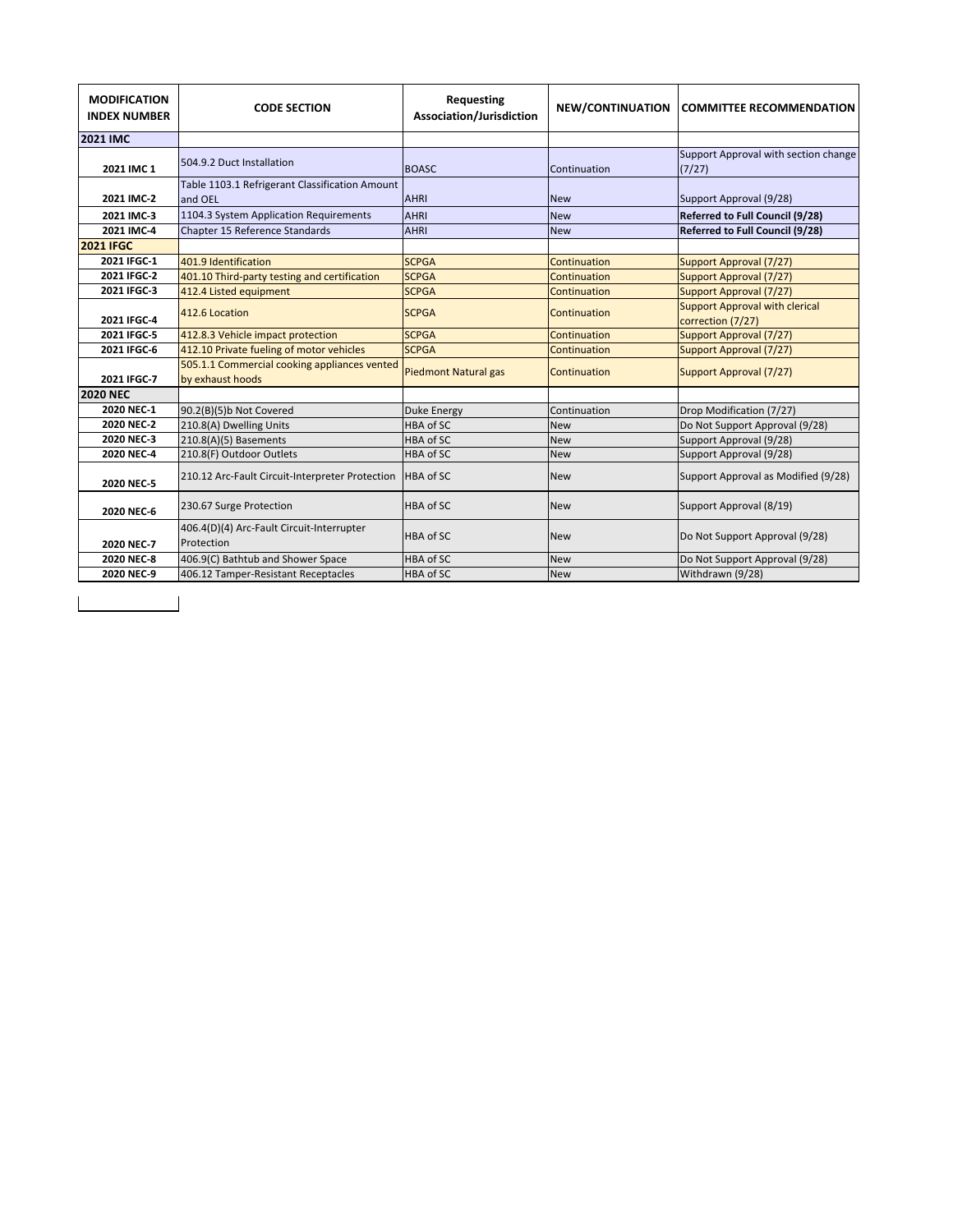| MODIFICATION INDEX NUMBER | CODE SECTION | Requesting Association/Jurisdiction | NEW/CONTINUATION | COMMITTEE RECOMMENDATION |
|---|---|---|---|---|
| **2021 IMC** | | | | |
| **2021 IMC 1** | 504.9.2 Duct Installation | BOASC | Continuation | Support Approval with section change (7/27) |
| **2021 IMC-2** | Table 1103.1 Refrigerant Classification Amount and OEL | AHRI | New | Support Approval (9/28) |
| **2021 IMC-3** | 1104.3 System Application Requirements | AHRI | New | **Referred to Full Council (9/28)** |
| **2021 IMC-4** | Chapter 15 Reference Standards | AHRI | New | **Referred to Full Council (9/28)** |
| **2021 IFGC** | | | | |
| **2021 IFGC-1** | 401.9 Identification | SCPGA | Continuation | Support Approval (7/27) |
| **2021 IFGC-2** | 401.10 Third-party testing and certification | SCPGA | Continuation | Support Approval (7/27) |
| **2021 IFGC-3** | 412.4 Listed equipment | SCPGA | Continuation | Support Approval (7/27) |
| **2021 IFGC-4** | 412.6 Location | SCPGA | Continuation | Support Approval with clerical correction (7/27) |
| **2021 IFGC-5** | 412.8.3 Vehicle impact protection | SCPGA | Continuation | Support Approval (7/27) |
| **2021 IFGC-6** | 412.10 Private fueling of motor vehicles | SCPGA | Continuation | Support Approval (7/27) |
| **2021 IFGC-7** | 505.1.1 Commercial cooking appliances vented by exhaust hoods | Piedmont Natural gas | Continuation | Support Approval (7/27) |
| **2020 NEC** | | | | |
| **2020 NEC-1** | 90.2(B)(5)b Not Covered | Duke Energy | Continuation | Drop Modification (7/27) |
| **2020 NEC-2** | 210.8(A) Dwelling Units | HBA of SC | New | Do Not Support Approval (9/28) |
| **2020 NEC-3** | 210.8(A)(5) Basements | HBA of SC | New | Support Approval (9/28) |
| **2020 NEC-4** | 210.8(F) Outdoor Outlets | HBA of SC | New | Support Approval (9/28) |
| **2020 NEC-5** | 210.12 Arc-Fault Circuit-Interpreter Protection | HBA of SC | New | Support Approval as Modified (9/28) |
| **2020 NEC-6** | 230.67 Surge Protection | HBA of SC | New | Support Approval (8/19) |
| **2020 NEC-7** | 406.4(D)(4) Arc-Fault Circuit-Interrupter Protection | HBA of SC | New | Do Not Support Approval (9/28) |
| **2020 NEC-8** | 406.9(C) Bathtub and Shower Space | HBA of SC | New | Do Not Support Approval (9/28) |
| **2020 NEC-9** | 406.12 Tamper-Resistant Receptacles | HBA of SC | New | Withdrawn (9/28) |